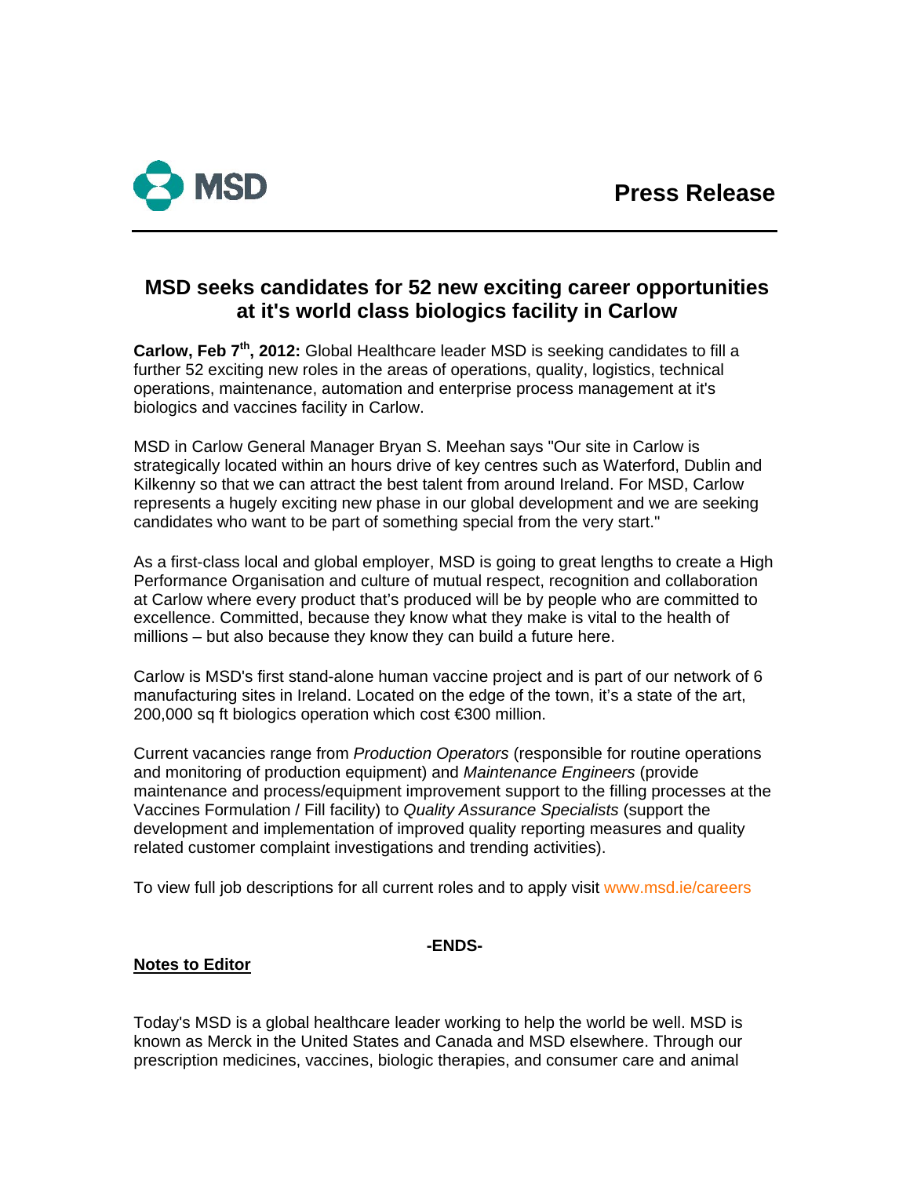MSD

**Press Release**

---

# MSD seeks candidates for 52 new exciting career opportunities at it's world class biologics facility in Carlow

**Carlow, Feb 7th, 2012:** Global Healthcare leader MSD is seeking candidates to fill a further 52 exciting new roles in the areas of operations, quality, logistics, technical operations, maintenance, automation and enterprise process management at it's biologics and vaccines facility in Carlow.

MSD in Carlow General Manager Bryan S. Meehan says "Our site in Carlow is strategically located within an hours drive of key centres such as Waterford, Dublin and Kilkenny so that we can attract the best talent from around Ireland. For MSD, Carlow represents a hugely exciting new phase in our global development and we are seeking candidates who want to be part of something special from the very start."

As a first-class local and global employer, MSD is going to great lengths to create a High Performance Organisation and culture of mutual respect, recognition and collaboration at Carlow where every product that's produced will be by people who are committed to excellence. Committed, because they know what they make is vital to the health of millions – but also because they know they can build a future here.

Carlow is MSD's first stand-alone human vaccine project and is part of our network of 6 manufacturing sites in Ireland. Located on the edge of the town, it's a state of the art, 200,000 sq ft biologics operation which cost €300 million.

Current vacancies range from *Production Operators* (responsible for routine operations and monitoring of production equipment) and *Maintenance Engineers* (provide maintenance and process/equipment improvement support to the filling processes at the Vaccines Formulation / Fill facility) to *Quality Assurance Specialists* (support the development and implementation of improved quality reporting measures and quality related customer complaint investigations and trending activities).

To view full job descriptions for all current roles and to apply visit www.msd.ie/careers

**-ENDS-**

**Notes to Editor**

Today's MSD is a global healthcare leader working to help the world be well. MSD is known as Merck in the United States and Canada and MSD elsewhere. Through our prescription medicines, vaccines, biologic therapies, and consumer care and animal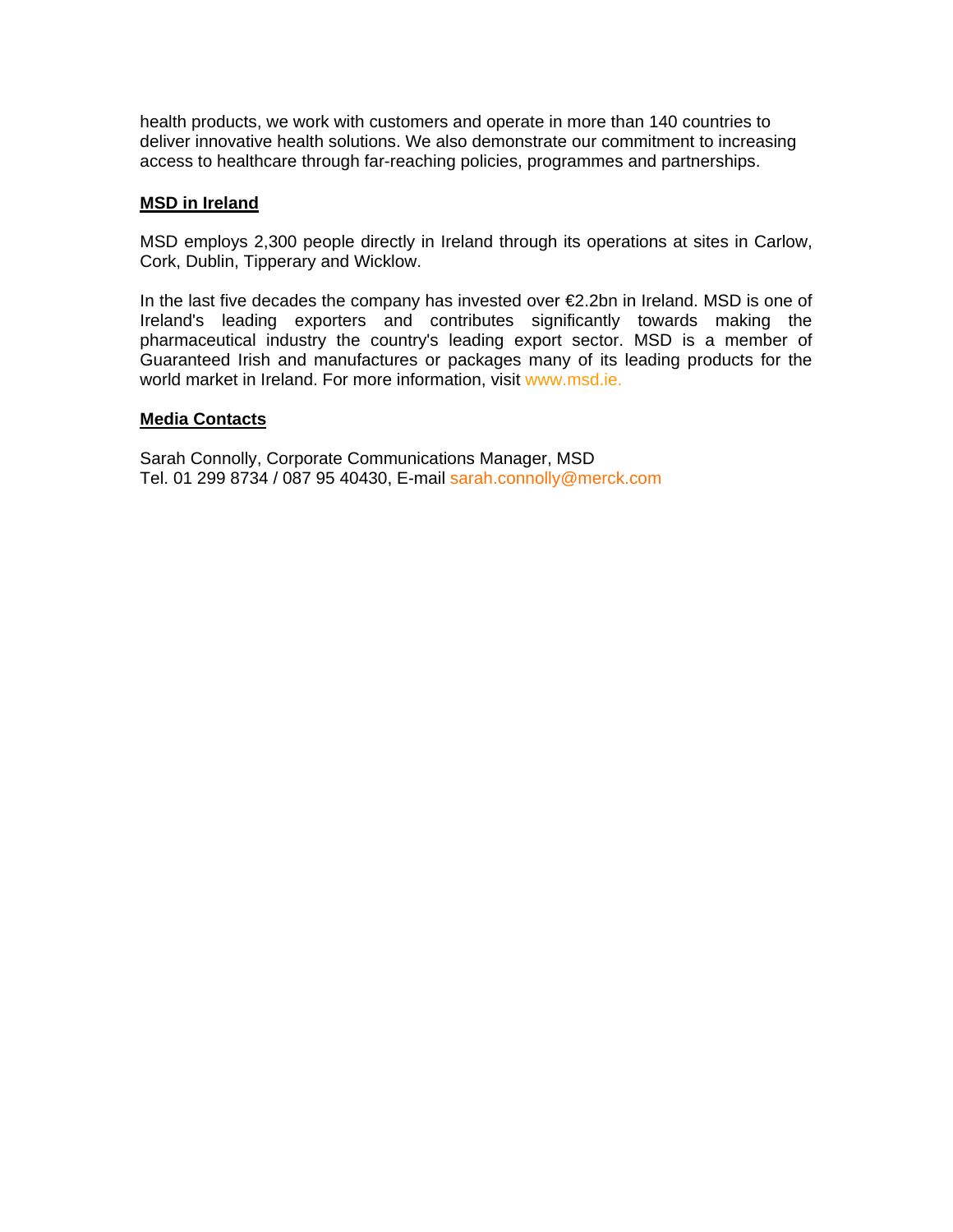health products, we work with customers and operate in more than 140 countries to deliver innovative health solutions. We also demonstrate our commitment to increasing access to healthcare through far-reaching policies, programmes and partnerships.

## MSD in Ireland

MSD employs 2,300 people directly in Ireland through its operations at sites in Carlow, Cork, Dublin, Tipperary and Wicklow.

In the last five decades the company has invested over €2.2bn in Ireland. MSD is one of Ireland's leading exporters and contributes significantly towards making the pharmaceutical industry the country's leading export sector. MSD is a member of Guaranteed Irish and manufactures or packages many of its leading products for the world market in Ireland. For more information, visit www.msd.ie.

## Media Contacts

Sarah Connolly, Corporate Communications Manager, MSD
Tel. 01 299 8734 / 087 95 40430, E-mail sarah.connolly@merck.com